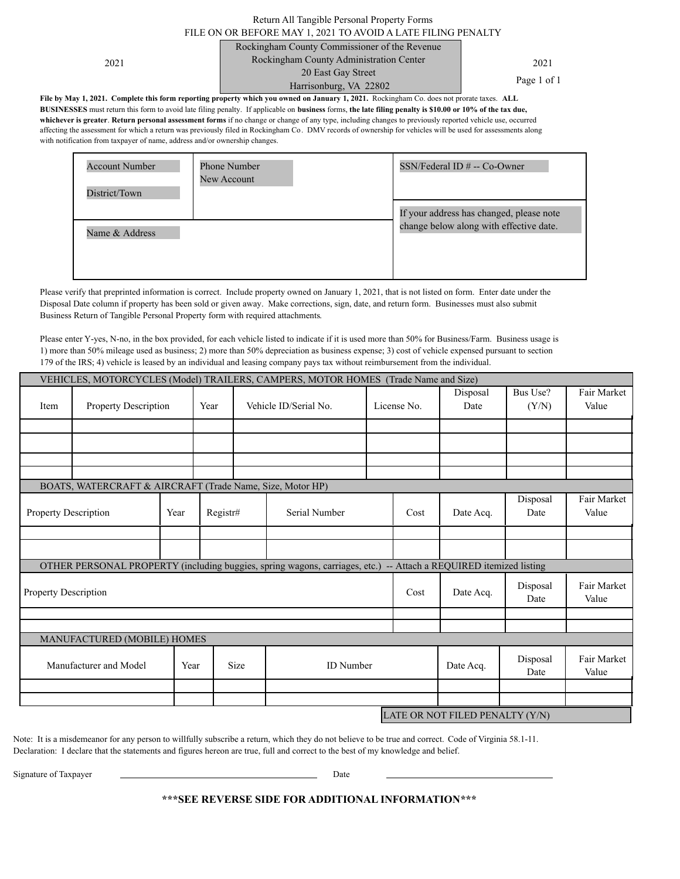Return All Tangible Personal Property Forms

FILE ON OR BEFORE MAY 1, 2021 TO AVOID A LATE FILING PENALTY

2021

Rockingham County Commissioner of the Revenue
Rockingham County Administration Center
20 East Gay Street
Harrisonburg, VA 22802

2021

**File by May 1, 2021. Complete this form reporting property which you owned on January 1, 2021.** Rockingham Co. does not prorate taxes. **ALL BUSINESSES** must return this form to avoid late filing penalty. If applicable on **business** forms, **the late filing penalty is $10.00 or 10% of the tax due, whichever is greater**. **Return personal assessment forms** if no change or change of any type, including changes to previously reported vehicle use, occurred affecting the assessment for which a return was previously filed in Rockingham Co. DMV records of ownership for vehicles will be used for assessments along with notification from taxpayer of name, address and/or ownership changes.

| Account Number<br>District/Town | Phone Number<br>New Account | SSN/Federal ID # -- Co-Owner |
|---|---|---|
| Name & Address | | If your address has changed, please note change below along with effective date. |

Please verify that preprinted information is correct. Include property owned on January 1, 2021, that is not listed on form. Enter date under the Disposal Date column if property has been sold or given away. Make corrections, sign, date, and return form. Businesses must also submit Business Return of Tangible Personal Property form with required attachments.

Please enter Y-yes, N-no, in the box provided, for each vehicle listed to indicate if it is used more than 50% for Business/Farm. Business usage is 1) more than 50% mileage used as business; 2) more than 50% depreciation as business expense; 3) cost of vehicle expensed pursuant to section 179 of the IRS; 4) vehicle is leased by an individual and leasing company pays tax without reimbursement from the individual.

VEHICLES, MOTORCYCLES (Model) TRAILERS, CAMPERS, MOTOR HOMES (Trade Name and Size)

| Item | Property Description | Year | Vehicle ID/Serial No. | License No. | Disposal Date | Bus Use? (Y/N) | Fair Market Value |
|---|---|---|---|---|---|---|---|
| | | | | | | | |
| | | | | | | | |
| | | | | | | | |
| | | | | | | | |

BOATS, WATERCRAFT & AIRCRAFT (Trade Name, Size, Motor HP)

| Property Description | Year | Registr# | Serial Number | Cost | Date Acq. | Disposal Date | Fair Market Value |
|---|---|---|---|---|---|---|---|
| | | | | | | | |
| | | | | | | | |

OTHER PERSONAL PROPERTY (including buggies, spring wagons, carriages, etc.) -- Attach a REQUIRED itemized listing

| Property Description | Cost | Date Acq. | Disposal Date | Fair Market Value |
|---|---|---|---|---|
| | | | | |
| | | | | |

MANUFACTURED (MOBILE) HOMES

| Manufacturer and Model | Year | Size | ID Number | Date Acq. | Disposal Date | Fair Market Value |
|---|---|---|---|---|---|---|
| | | | | | | |
| | | | | | | |

LATE OR NOT FILED PENALTY (Y/N)

Note: It is a misdemeanor for any person to willfully subscribe a return, which they do not believe to be true and correct. Code of Virginia 58.1-11.
Declaration: I declare that the statements and figures hereon are true, full and correct to the best of my knowledge and belief.

Signature of Taxpayer ______________________________ Date ______________________________

**\*\*\*SEE REVERSE SIDE FOR ADDITIONAL INFORMATION\*\*\***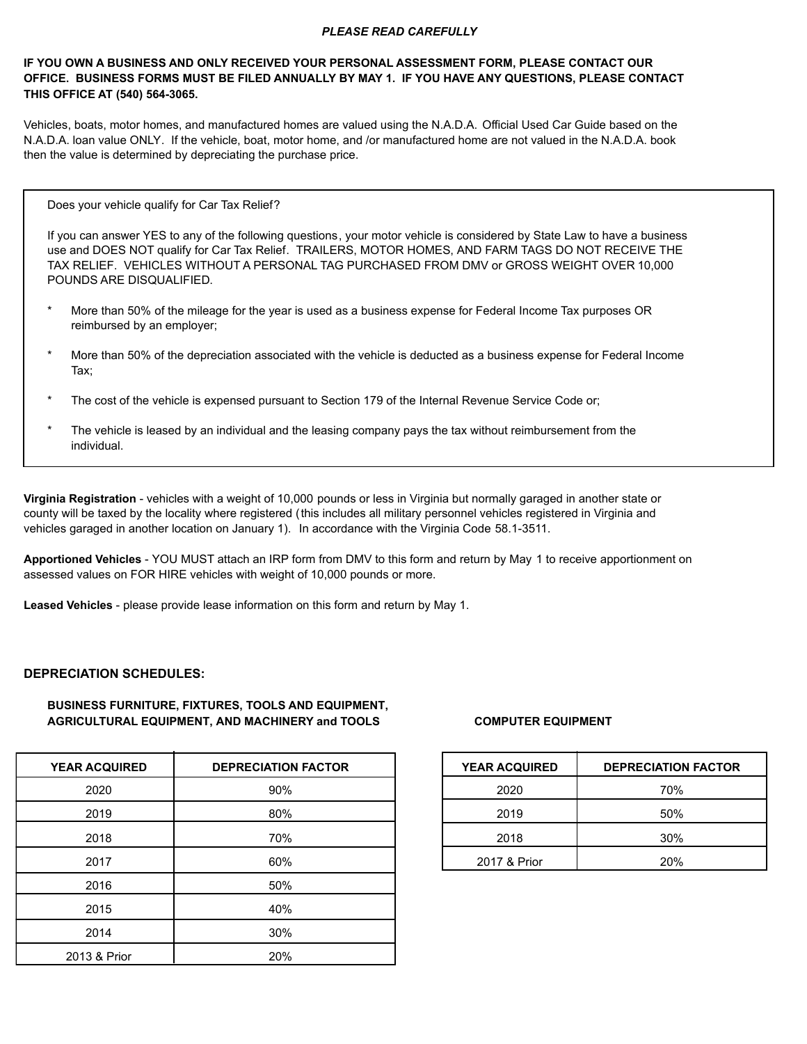*PLEASE READ CAREFULLY*

**IF YOU OWN A BUSINESS AND ONLY RECEIVED YOUR PERSONAL ASSESSMENT FORM, PLEASE CONTACT OUR OFFICE. BUSINESS FORMS MUST BE FILED ANNUALLY BY MAY 1. IF YOU HAVE ANY QUESTIONS, PLEASE CONTACT THIS OFFICE AT (540) 564-3065.**

Vehicles, boats, motor homes, and manufactured homes are valued using the N.A.D.A. Official Used Car Guide based on the N.A.D.A. loan value ONLY. If the vehicle, boat, motor home, and /or manufactured home are not valued in the N.A.D.A. book then the value is determined by depreciating the purchase price.

Does your vehicle qualify for Car Tax Relief?

If you can answer YES to any of the following questions, your motor vehicle is considered by State Law to have a business use and DOES NOT qualify for Car Tax Relief. TRAILERS, MOTOR HOMES, AND FARM TAGS DO NOT RECEIVE THE TAX RELIEF. VEHICLES WITHOUT A PERSONAL TAG PURCHASED FROM DMV or GROSS WEIGHT OVER 10,000 POUNDS ARE DISQUALIFIED.

* More than 50% of the mileage for the year is used as a business expense for Federal Income Tax purposes OR reimbursed by an employer;
* More than 50% of the depreciation associated with the vehicle is deducted as a business expense for Federal Income Tax;
* The cost of the vehicle is expensed pursuant to Section 179 of the Internal Revenue Service Code or;
* The vehicle is leased by an individual and the leasing company pays the tax without reimbursement from the individual.

**Virginia Registration** - vehicles with a weight of 10,000 pounds or less in Virginia but normally garaged in another state or county will be taxed by the locality where registered (this includes all military personnel vehicles registered in Virginia and vehicles garaged in another location on January 1). In accordance with the Virginia Code 58.1-3511.

**Apportioned Vehicles** - YOU MUST attach an IRP form from DMV to this form and return by May 1 to receive apportionment on assessed values on FOR HIRE vehicles with weight of 10,000 pounds or more.

**Leased Vehicles** - please provide lease information on this form and return by May 1.

## DEPRECIATION SCHEDULES:

**BUSINESS FURNITURE, FIXTURES, TOOLS AND EQUIPMENT, AGRICULTURAL EQUIPMENT, AND MACHINERY and TOOLS**

| YEAR ACQUIRED | DEPRECIATION FACTOR |
|---|---|
| 2020 | 90% |
| 2019 | 80% |
| 2018 | 70% |
| 2017 | 60% |
| 2016 | 50% |
| 2015 | 40% |
| 2014 | 30% |
| 2013 & Prior | 20% |

**COMPUTER EQUIPMENT**

| YEAR ACQUIRED | DEPRECIATION FACTOR |
|---|---|
| 2020 | 70% |
| 2019 | 50% |
| 2018 | 30% |
| 2017 & Prior | 20% |